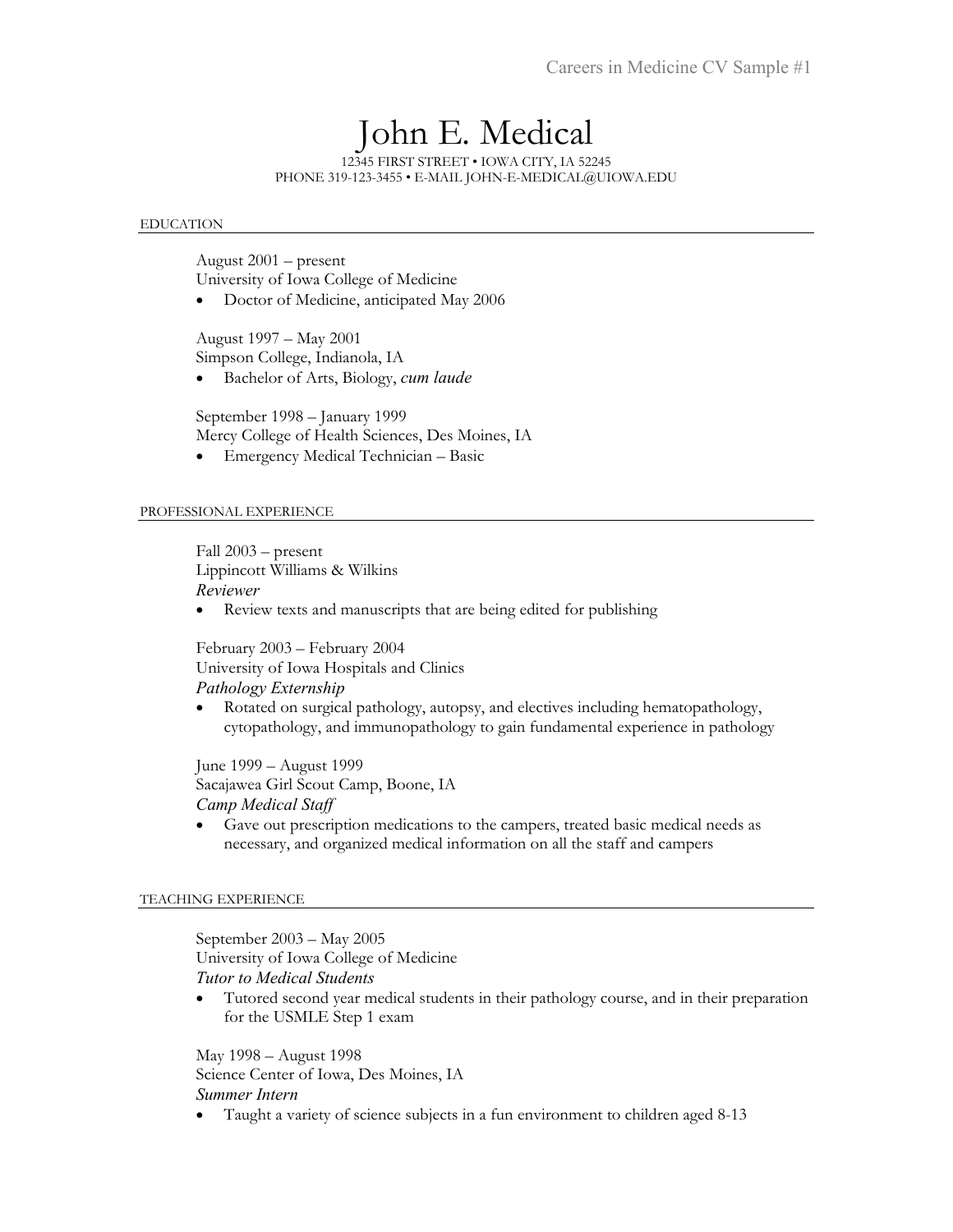# John E. Medical

12345 FIRST STREET • IOWA CITY, IA 52245
PHONE 319-123-3455 • E-MAIL JOHN-E-MEDICAL@UIOWA.EDU

## EDUCATION

August 2001 – present
University of Iowa College of Medicine

- Doctor of Medicine, anticipated May 2006

August 1997 – May 2001
Simpson College, Indianola, IA

- Bachelor of Arts, Biology, *cum laude*

September 1998 – January 1999
Mercy College of Health Sciences, Des Moines, IA

- Emergency Medical Technician – Basic

## PROFESSIONAL EXPERIENCE

Fall 2003 – present
Lippincott Williams & Wilkins
*Reviewer*

- Review texts and manuscripts that are being edited for publishing

February 2003 – February 2004
University of Iowa Hospitals and Clinics
*Pathology Externship*

- Rotated on surgical pathology, autopsy, and electives including hematopathology, cytopathology, and immunopathology to gain fundamental experience in pathology

June 1999 – August 1999
Sacajawea Girl Scout Camp, Boone, IA
*Camp Medical Staff*

- Gave out prescription medications to the campers, treated basic medical needs as necessary, and organized medical information on all the staff and campers

## TEACHING EXPERIENCE

September 2003 – May 2005
University of Iowa College of Medicine
*Tutor to Medical Students*

- Tutored second year medical students in their pathology course, and in their preparation for the USMLE Step 1 exam

May 1998 – August 1998
Science Center of Iowa, Des Moines, IA
*Summer Intern*

- Taught a variety of science subjects in a fun environment to children aged 8-13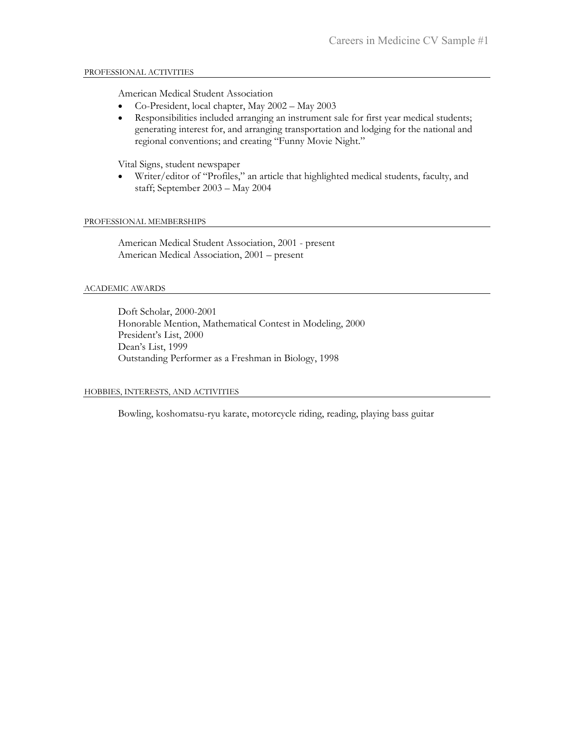## PROFESSIONAL ACTIVITIES

American Medical Student Association

- Co-President, local chapter, May 2002 – May 2003
- Responsibilities included arranging an instrument sale for first year medical students; generating interest for, and arranging transportation and lodging for the national and regional conventions; and creating "Funny Movie Night."

Vital Signs, student newspaper

- Writer/editor of "Profiles," an article that highlighted medical students, faculty, and staff; September 2003 – May 2004

## PROFESSIONAL MEMBERSHIPS

American Medical Student Association, 2001 - present
American Medical Association, 2001 – present

## ACADEMIC AWARDS

Doft Scholar, 2000-2001
Honorable Mention, Mathematical Contest in Modeling, 2000
President's List, 2000
Dean's List, 1999
Outstanding Performer as a Freshman in Biology, 1998

## HOBBIES, INTERESTS, AND ACTIVITIES

Bowling, koshomatsu-ryu karate, motorcycle riding, reading, playing bass guitar